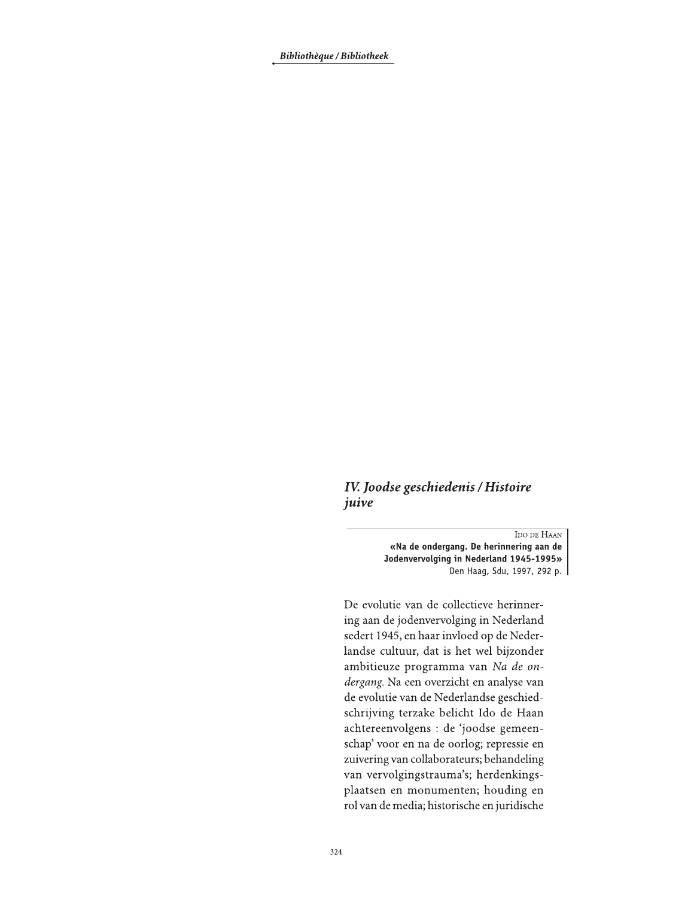## IV. Joodse geschiedenis / Histoire juive

Ido de Haan
**«Na de ondergang. De herinnering aan de Jodenvervolging in Nederland 1945-1995»**
Den Haag, Sdu, 1997, 292 p.

De evolutie van de collectieve herinnering aan de jodenvervolging in Nederland sedert 1945, en haar invloed op de Nederlandse cultuur, dat is het wel bijzonder ambitieuze programma van *Na de ondergang.* Na een overzicht en analyse van de evolutie van de Nederlandse geschiedschrijving terzake belicht Ido de Haan achtereenvolgens : de 'joodse gemeenschap' voor en na de oorlog; repressie en zuivering van collaborateurs; behandeling van vervolgingstrauma's; herdenkingsplaatsen en monumenten; houding en rol van de media; historische en juridische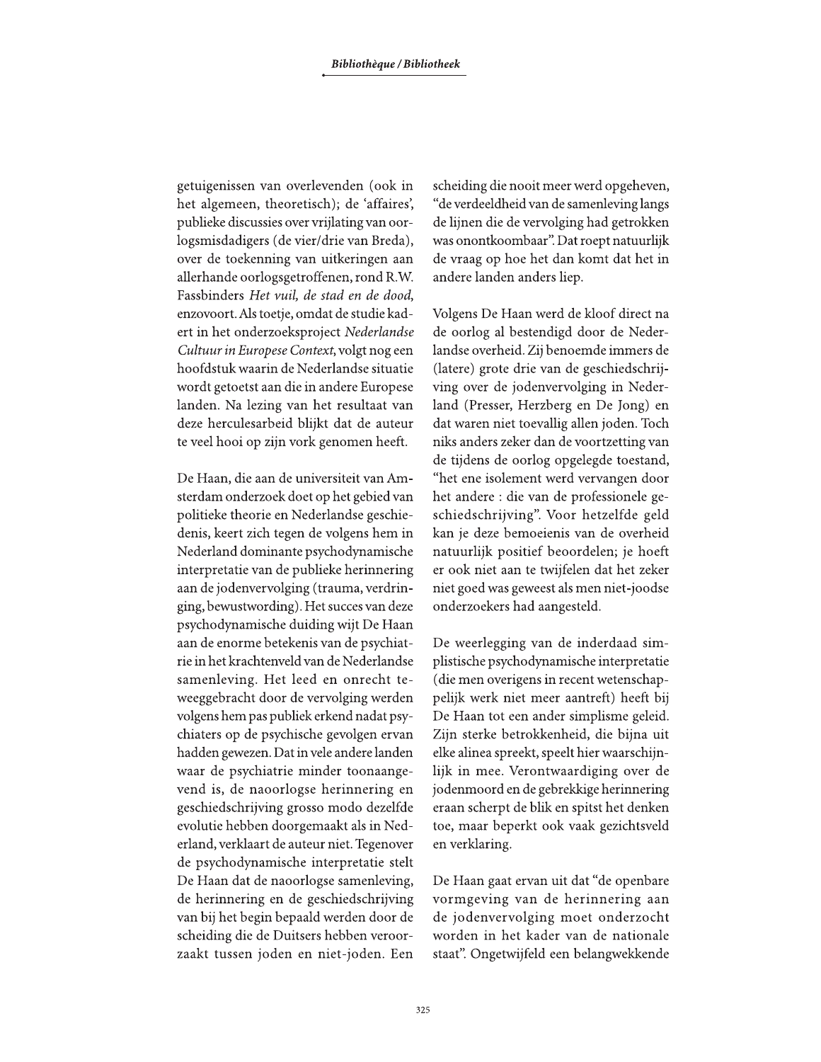getuigenissen van overlevenden (ook in het algemeen, theoretisch); de 'affaires', publieke discussies over vrijlating van oorlogsmisdadigers (de vier/drie van Breda), over de toekenning van uitkeringen aan allerhande oorlogsgetroffenen, rond R.W. Fassbinders *Het vuil, de stad en de dood*, enzovoort. Als toetje, omdat de studie kadert in het onderzoeksproject *Nederlandse Cultuur in Europese Context*, volgt nog een hoofdstuk waarin de Nederlandse situatie wordt getoetst aan die in andere Europese landen. Na lezing van het resultaat van deze herculesarbeid blijkt dat de auteur te veel hooi op zijn vork genomen heeft.

De Haan, die aan de universiteit van Amsterdam onderzoek doet op het gebied van politieke theorie en Nederlandse geschiedenis, keert zich tegen de volgens hem in Nederland dominante psychodynamische interpretatie van de publieke herinnering aan de jodenvervolging (trauma, verdringing, bewustwording). Het succes van deze psychodynamische duiding wijt De Haan aan de enorme betekenis van de psychiatrie in het krachtenveld van de Nederlandse samenleving. Het leed en onrecht teweeggebracht door de vervolging werden volgens hem pas publiek erkend nadat psychiaters op de psychische gevolgen ervan hadden gewezen. Dat in vele andere landen waar de psychiatrie minder toonaangevend is, de naoorlogse herinnering en geschiedschrijving grosso modo dezelfde evolutie hebben doorgemaakt als in Nederland, verklaart de auteur niet. Tegenover de psychodynamische interpretatie stelt De Haan dat de naoorlogse samenleving, de herinnering en de geschiedschrijving van bij het begin bepaald werden door de scheiding die de Duitsers hebben veroorzaakt tussen joden en niet-joden. Een scheiding die nooit meer werd opgeheven, "de verdeeldheid van de samenleving langs de lijnen die de vervolging had getrokken was onontkoombaar". Dat roept natuurlijk de vraag op hoe het dan komt dat het in andere landen anders liep.

Volgens De Haan werd de kloof direct na de oorlog al bestendigd door de Nederlandse overheid. Zij benoemde immers de (latere) grote drie van de geschiedschrijving over de jodenvervolging in Nederland (Presser, Herzberg en De Jong) en dat waren niet toevallig allen joden. Toch niks anders zeker dan de voortzetting van de tijdens de oorlog opgelegde toestand, "het ene isolement werd vervangen door het andere : die van de professionele geschiedschrijving". Voor hetzelfde geld kan je deze bemoeienis van de overheid natuurlijk positief beoordelen; je hoeft er ook niet aan te twijfelen dat het zeker niet goed was geweest als men niet-joodse onderzoekers had aangesteld.

De weerlegging van de inderdaad simplistische psychodynamische interpretatie (die men overigens in recent wetenschappelijk werk niet meer aantreft) heeft bij De Haan tot een ander simplisme geleid. Zijn sterke betrokkenheid, die bijna uit elke alinea spreekt, speelt hier waarschijnlijk in mee. Verontwaardiging over de jodenmoord en de gebrekkige herinnering eraan scherpt de blik en spitst het denken toe, maar beperkt ook vaak gezichtsveld en verklaring.

De Haan gaat ervan uit dat "de openbare vormgeving van de herinnering aan de jodenvervolging moet onderzocht worden in het kader van de nationale staat". Ongetwijfeld een belangwekkende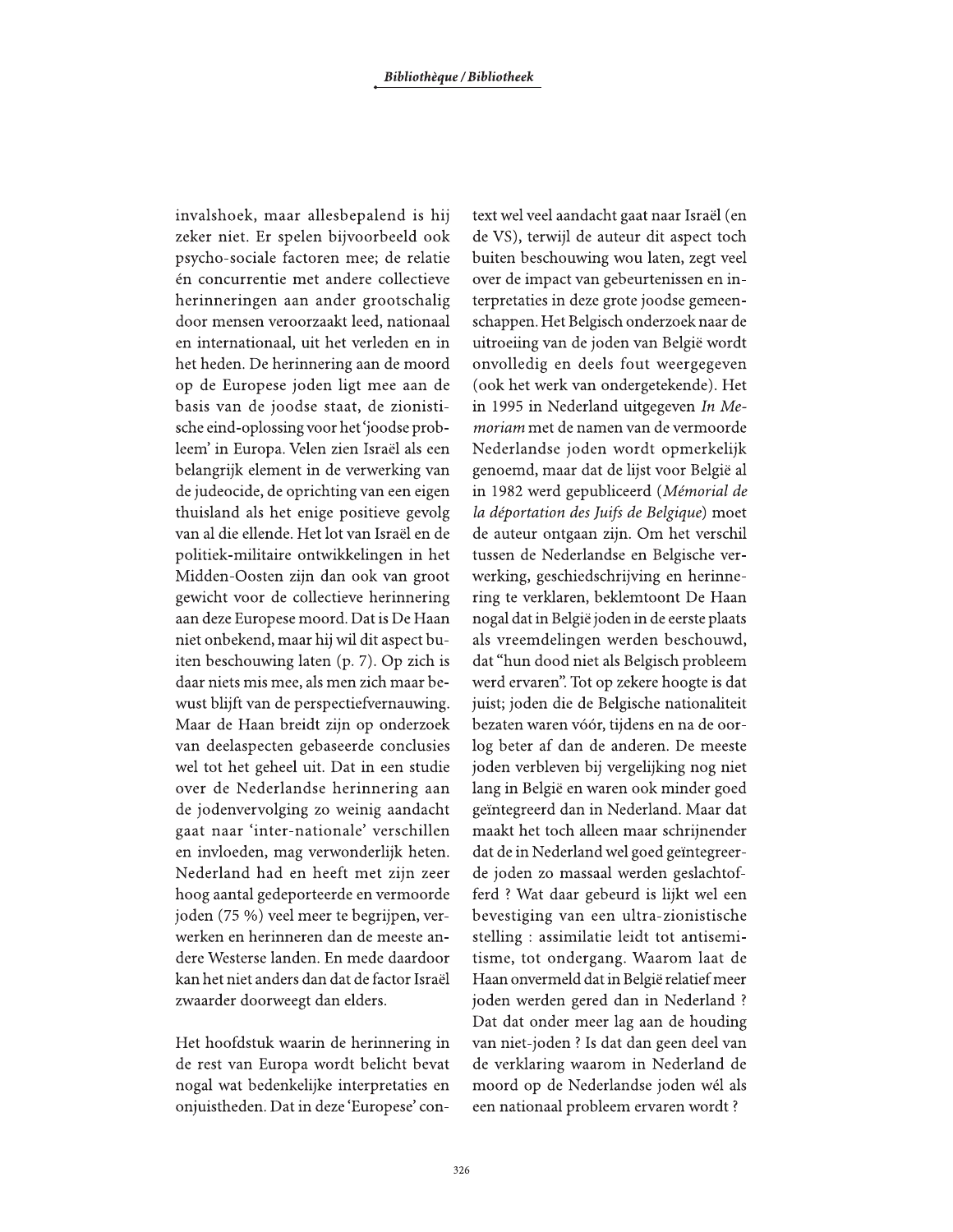invalshoek, maar allesbepalend is hij zeker niet. Er spelen bijvoorbeeld ook psycho-sociale factoren mee; de relatie én concurrentie met andere collectieve herinneringen aan ander grootschalig door mensen veroorzaakt leed, nationaal en internationaal, uit het verleden en in het heden. De herinnering aan de moord op de Europese joden ligt mee aan de basis van de joodse staat, de zionistische eind-oplossing voor het 'joodse probleem' in Europa. Velen zien Israël als een belangrijk element in de verwerking van de judeocide, de oprichting van een eigen thuisland als het enige positieve gevolg van al die ellende. Het lot van Israël en de politiek-militaire ontwikkelingen in het Midden-Oosten zijn dan ook van groot gewicht voor de collectieve herinnering aan deze Europese moord. Dat is De Haan niet onbekend, maar hij wil dit aspect buiten beschouwing laten (p. 7). Op zich is daar niets mis mee, als men zich maar bewust blijft van de perspectiefvernauwing. Maar de Haan breidt zijn op onderzoek van deelaspecten gebaseerde conclusies wel tot het geheel uit. Dat in een studie over de Nederlandse herinnering aan de jodenvervolging zo weinig aandacht gaat naar 'inter-nationale' verschillen en invloeden, mag verwonderlijk heten. Nederland had en heeft met zijn zeer hoog aantal gedeporteerde en vermoorde joden (75 %) veel meer te begrijpen, verwerken en herinneren dan de meeste andere Westerse landen. En mede daardoor kan het niet anders dan dat de factor Israël zwaarder doorweegt dan elders.

Het hoofdstuk waarin de herinnering in de rest van Europa wordt belicht bevat nogal wat bedenkelijke interpretaties en onjuistheden. Dat in deze 'Europese' context wel veel aandacht gaat naar Israël (en de VS), terwijl de auteur dit aspect toch buiten beschouwing wou laten, zegt veel over de impact van gebeurtenissen en interpretaties in deze grote joodse gemeenschappen. Het Belgisch onderzoek naar de uitroeiing van de joden van België wordt onvolledig en deels fout weergegeven (ook het werk van ondergetekende). Het in 1995 in Nederland uitgegeven *In Memoriam* met de namen van de vermoorde Nederlandse joden wordt opmerkelijk genoemd, maar dat de lijst voor België al in 1982 werd gepubliceerd (*Mémorial de la déportation des Juifs de Belgique*) moet de auteur ontgaan zijn. Om het verschil tussen de Nederlandse en Belgische verwerking, geschiedschrijving en herinnering te verklaren, beklemtoont De Haan nogal dat in België joden in de eerste plaats als vreemdelingen werden beschouwd, dat "hun dood niet als Belgisch probleem werd ervaren". Tot op zekere hoogte is dat juist; joden die de Belgische nationaliteit bezaten waren vóór, tijdens en na de oorlog beter af dan de anderen. De meeste joden verbleven bij vergelijking nog niet lang in België en waren ook minder goed geïntegreerd dan in Nederland. Maar dat maakt het toch alleen maar schrijnender dat de in Nederland wel goed geïntegreerde joden zo massaal werden geslachtofferd ? Wat daar gebeurd is lijkt wel een bevestiging van een ultra-zionistische stelling : assimilatie leidt tot antisemitisme, tot ondergang. Waarom laat de Haan onvermeld dat in België relatief meer joden werden gered dan in Nederland ? Dat dat onder meer lag aan de houding van niet-joden ? Is dat dan geen deel van de verklaring waarom in Nederland de moord op de Nederlandse joden wél als een nationaal probleem ervaren wordt ?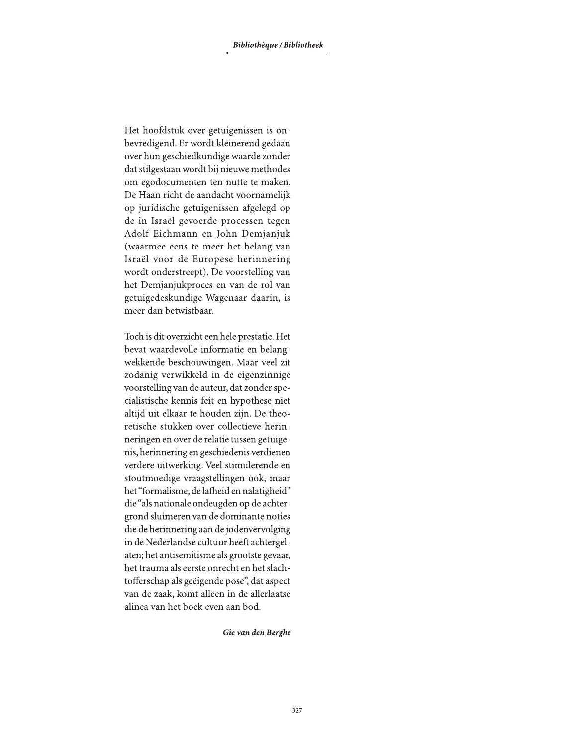Het hoofdstuk over getuigenissen is onbevredigend. Er wordt kleinerend gedaan over hun geschiedkundige waarde zonder dat stilgestaan wordt bij nieuwe methodes om egodocumenten ten nutte te maken. De Haan richt de aandacht voornamelijk op juridische getuigenissen afgelegd op de in Israël gevoerde processen tegen Adolf Eichmann en John Demjanjuk (waarmee eens te meer het belang van Israël voor de Europese herinnering wordt onderstreept). De voorstelling van het Demjanjukproces en van de rol van getuigedeskundige Wagenaar daarin, is meer dan betwistbaar.

Toch is dit overzicht een hele prestatie. Het bevat waardevolle informatie en belangwekkende beschouwingen. Maar veel zit zodanig verwikkeld in de eigenzinnige voorstelling van de auteur, dat zonder specialistische kennis feit en hypothese niet altijd uit elkaar te houden zijn. De theoretische stukken over collectieve herinneringen en over de relatie tussen getuigenis, herinnering en geschiedenis verdienen verdere uitwerking. Veel stimulerende en stoutmoedige vraagstellingen ook, maar het "formalisme, de lafheid en nalatigheid" die "als nationale ondeugden op de achtergrond sluimeren van de dominante noties die de herinnering aan de jodenvervolging in de Nederlandse cultuur heeft achtergelaten; het antisemitisme als grootste gevaar, het trauma als eerste onrecht en het slachtofferschap als geëigende pose", dat aspect van de zaak, komt alleen in de allerlaatste alinea van het boek even aan bod.

***Gie van den Berghe***